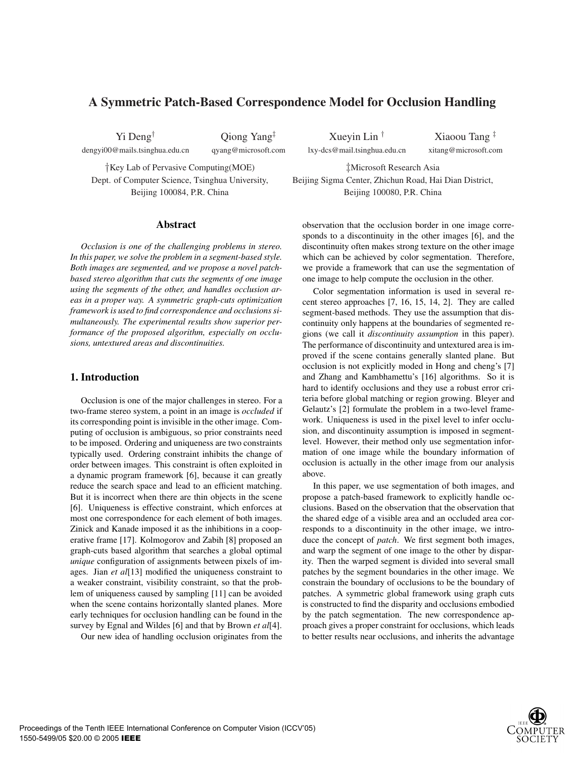# A Symmetric Patch-Based Correspondence Model for Occlusion Handling

Yi Deng[†] dengyi00@mails.tsinghua.edu.cn

Qiong Yang[‡] qyang@microsoft.com

Xueyin Lin [†] lxy-dcs@mail.tsinghua.edu.cn

Xiaoou Tang [‡] xitang@microsoft.com

†Key Lab of Pervasive Computing(MOE)
Dept. of Computer Science, Tsinghua University,
Beijing 100084, P.R. China

‡Microsoft Research Asia
Beijing Sigma Center, Zhichun Road, Hai Dian District,
Beijing 100080, P.R. China

## Abstract

*Occlusion is one of the challenging problems in stereo. In this paper, we solve the problem in a segment-based style. Both images are segmented, and we propose a novel patch-based stereo algorithm that cuts the segments of one image using the segments of the other, and handles occlusion areas in a proper way. A symmetric graph-cuts optimization framework is used to find correspondence and occlusions simultaneously. The experimental results show superior performance of the proposed algorithm, especially on occlusions, untextured areas and discontinuities.*

## 1. Introduction

Occlusion is one of the major challenges in stereo. For a two-frame stereo system, a point in an image is *occluded* if its corresponding point is invisible in the other image. Computing of occlusion is ambiguous, so prior constraints need to be imposed. Ordering and uniqueness are two constraints typically used. Ordering constraint inhibits the change of order between images. This constraint is often exploited in a dynamic program framework [6], because it can greatly reduce the search space and lead to an efficient matching. But it is incorrect when there are thin objects in the scene [6]. Uniqueness is effective constraint, which enforces at most one correspondence for each element of both images. Zinick and Kanade imposed it as the inhibitions in a cooperative frame [17]. Kolmogorov and Zabih [8] proposed an graph-cuts based algorithm that searches a global optimal *unique* configuration of assignments between pixels of images. Jian *et al*[13] modified the uniqueness constraint to a weaker constraint, visibility constraint, so that the problem of uniqueness caused by sampling [11] can be avoided when the scene contains horizontally slanted planes. More early techniques for occlusion handling can be found in the survey by Egnal and Wildes [6] and that by Brown *et al*[4].

Our new idea of handling occlusion originates from the observation that the occlusion border in one image corresponds to a discontinuity in the other images [6], and the discontinuity often makes strong texture on the other image which can be achieved by color segmentation. Therefore, we provide a framework that can use the segmentation of one image to help compute the occlusion in the other.

Color segmentation information is used in several recent stereo approaches [7, 16, 15, 14, 2]. They are called segment-based methods. They use the assumption that discontinuity only happens at the boundaries of segmented regions (we call it *discontinuity assumption* in this paper). The performance of discontinuity and untextured area is improved if the scene contains generally slanted plane. But occlusion is not explicitly moded in Hong and cheng's [7] and Zhang and Kambhamettu's [16] algorithms. So it is hard to identify occlusions and they use a robust error criteria before global matching or region growing. Bleyer and Gelautz's [2] formulate the problem in a two-level framework. Uniqueness is used in the pixel level to infer occlusion, and discontinuity assumption is imposed in segment-level. However, their method only use segmentation information of one image while the boundary information of occlusion is actually in the other image from our analysis above.

In this paper, we use segmentation of both images, and propose a patch-based framework to explicitly handle occlusions. Based on the observation that the observation that the shared edge of a visible area and an occluded area corresponds to a discontinuity in the other image, we introduce the concept of *patch*. We first segment both images, and warp the segment of one image to the other by disparity. Then the warped segment is divided into several small patches by the segment boundaries in the other image. We constrain the boundary of occlusions to be the boundary of patches. A symmetric global framework using graph cuts is constructed to find the disparity and occlusions embodied by the patch segmentation. The new correspondence approach gives a proper constraint for occlusions, which leads to better results near occlusions, and inherits the advantage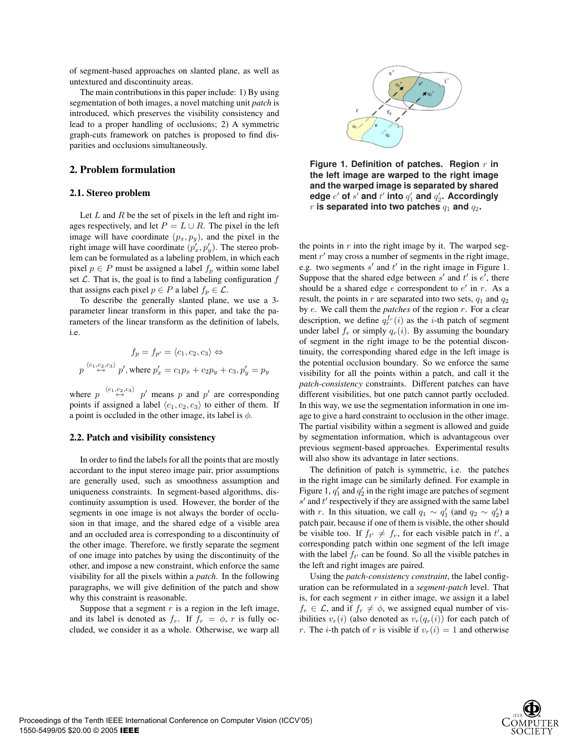of segment-based approaches on slanted plane, as well as untextured and discontinuity areas.

The main contributions in this paper include: 1) By using segmentation of both images, a novel matching unit *patch* is introduced, which preserves the visibility consistency and lead to a proper handling of occlusions; 2) A symmetric graph-cuts framework on patches is proposed to find disparities and occlusions simultaneously.

## 2. Problem formulation

### 2.1. Stereo problem

Let $L$ and $R$ be the set of pixels in the left and right images respectively, and let $P = L \cup R$. The pixel in the left image will have coordinate $(p_x, p_y)$, and the pixel in the right image will have coordinate $(p'_x, p'_y)$. The stereo problem can be formulated as a labeling problem, in which each pixel $p \in P$ must be assigned a label $f_p$ within some label set $\mathcal{L}$. That is, the goal is to find a labeling configuration $f$ that assigns each pixel $p \in P$ a label $f_p \in \mathcal{L}$.

To describe the generally slanted plane, we use a 3-parameter linear transform in this paper, and take the parameters of the linear transform as the definition of labels, i.e.

$$f_p = f_{p'} = \langle c_1, c_2, c_3 \rangle \Leftrightarrow$$

$$p \overset{\langle c_1, c_2, c_3 \rangle}{\leftrightarrow} p', \text{where } p'_x = c_1 p_x + c_2 p_y + c_3, p'_y = p_y$$

where $p \overset{\langle c_1, c_2, c_3 \rangle}{\leftrightarrow} p'$ means $p$ and $p'$ are corresponding points if assigned a label $\langle c_1, c_2, c_3 \rangle$ to either of them. If a point is occluded in the other image, its label is $\phi$.

### 2.2. Patch and visibility consistency

In order to find the labels for all the points that are mostly accordant to the input stereo image pair, prior assumptions are generally used, such as smoothness assumption and uniqueness constraints. In segment-based algorithms, discontinuity assumption is used. However, the border of the segments in one image is not always the border of occlusion in that image, and the shared edge of a visible area and an occluded area is corresponding to a discontinuity of the other image. Therefore, we firstly separate the segment of one image into patches by using the discontinuity of the other, and impose a new constraint, which enforce the same visibility for all the pixels within a *patch*. In the following paragraphs, we will give definition of the patch and show why this constraint is reasonable.

Suppose that a segment $r$ is a region in the left image, and its label is denoted as $f_r$. If $f_r = \phi$, $r$ is fully occluded, we consider it as a whole. Otherwise, we warp all the points in $r$ into the right image by it. The warped segment $r'$ may cross a number of segments in the right image, e.g. two segments $s'$ and $t'$ in the right image in Figure 1. Suppose that the shared edge between $s'$ and $t'$ is $e'$, there should be a shared edge $e$ correspondent to $e'$ in $r$. As a result, the points in $r$ are separated into two sets, $q_1$ and $q_2$ by $e$. We call them the *patches* of the region $r$. For a clear description, we define $q_r^{f_r}(i)$ as the $i$-th patch of segment under label $f_r$ or simply $q_r(i)$. By assuming the boundary of segment in the right image to be the potential discontinuity, the corresponding shared edge in the left image is the potential occlusion boundary. So we enforce the same visibility for all the points within a patch, and call it the *patch-consistency* constraints. Different patches can have different visibilities, but one patch cannot partly occluded. In this way, we use the segmentation information in one image to give a hard constraint to occlusion in the other image. The partial visibility within a segment is allowed and guide by segmentation information, which is advantageous over previous segment-based approaches. Experimental results will also show its advantage in later sections.

**Figure 1. Definition of patches. Region $r$ in the left image are warped to the right image and the warped image is separated by shared edge $e'$ of $s'$ and $t'$ into $q'_1$ and $q'_2$. Accordingly $r$ is separated into two patches $q_1$ and $q_2$.**

The definition of patch is symmetric, i.e. the patches in the right image can be similarly defined. For example in Figure 1, $q'_1$ and $q'_2$ in the right image are patches of segment $s'$ and $t'$ respectively if they are assigned with the same label with $r$. In this situation, we call $q_1 \sim q'_1$ (and $q_2 \sim q'_2$) a patch pair, because if one of them is visible, the other should be visible too. If $f_{t'} \neq f_r$, for each visible patch in $t'$, a corresponding patch within one segment of the left image with the label $f_{t'}$ can be found. So all the visible patches in the left and right images are paired.

Using the *patch-consistency constraint*, the label configuration can be reformulated in a *segment-patch* level. That is, for each segment $r$ in either image, we assign it a label $f_r \in \mathcal{L}$, and if $f_r \neq \phi$, we assigned equal number of visibilities $v_r(i)$ (also denoted as $v_r(q_r(i))$) for each patch of $r$. The $i$-th patch of $r$ is visible if $v_r(i) = 1$ and otherwise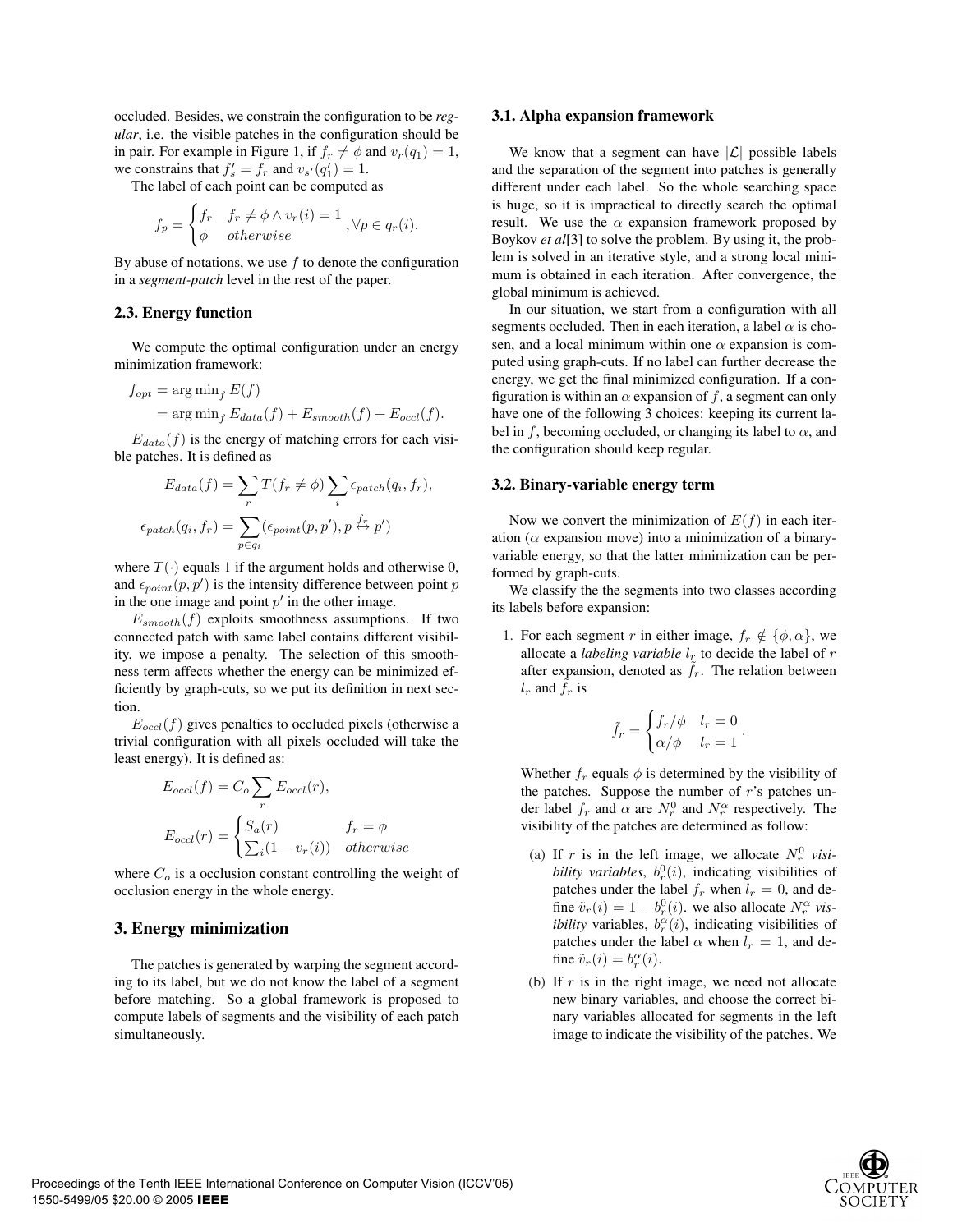occluded. Besides, we constrain the configuration to be *regular*, i.e. the visible patches in the configuration should be in pair. For example in Figure 1, if $f_r \neq \phi$ and $v_r(q_1) = 1$, we constrains that $f'_s = f_r$ and $v_{s'}(q'_1) = 1$.

The label of each point can be computed as

$$f_p = \begin{cases} f_r & f_r \neq \phi \wedge v_r(i) = 1 \\ \phi & otherwise \end{cases}, \forall p \in q_r(i).$$

By abuse of notations, we use $f$ to denote the configuration in a *segment-patch* level in the rest of the paper.

### 2.3. Energy function

We compute the optimal configuration under an energy minimization framework:

$$\begin{aligned} f_{opt} &= \arg\min_f E(f) \\ &= \arg\min_f E_{data}(f) + E_{smooth}(f) + E_{occl}(f). \end{aligned}$$

$E_{data}(f)$ is the energy of matching errors for each visible patches. It is defined as

$$E_{data}(f) = \sum_r T(f_r \neq \phi) \sum_i \epsilon_{patch}(q_i, f_r),$$

$$\epsilon_{patch}(q_i, f_r) = \sum_{p \in q_i} (\epsilon_{point}(p, p'), p \overset{f_r}{\leftrightarrow} p')$$

where $T(\cdot)$ equals 1 if the argument holds and otherwise 0, and $\epsilon_{point}(p, p')$ is the intensity difference between point $p$ in the one image and point $p'$ in the other image.

$E_{smooth}(f)$ exploits smoothness assumptions. If two connected patch with same label contains different visibility, we impose a penalty. The selection of this smoothness term affects whether the energy can be minimized efficiently by graph-cuts, so we put its definition in next section.

$E_{occl}(f)$ gives penalties to occluded pixels (otherwise a trivial configuration with all pixels occluded will take the least energy). It is defined as:

$$E_{occl}(f) = C_o \sum_r E_{occl}(r),$$

$$E_{occl}(r) = \begin{cases} S_a(r) & f_r = \phi \\ \sum_i (1 - v_r(i)) & otherwise \end{cases}$$

where $C_o$ is a occlusion constant controlling the weight of occlusion energy in the whole energy.

## 3. Energy minimization

The patches is generated by warping the segment according to its label, but we do not know the label of a segment before matching. So a global framework is proposed to compute labels of segments and the visibility of each patch simultaneously.

### 3.1. Alpha expansion framework

We know that a segment can have $|\mathcal{L}|$ possible labels and the separation of the segment into patches is generally different under each label. So the whole searching space is huge, so it is impractical to directly search the optimal result. We use the $\alpha$ expansion framework proposed by Boykov *et al*[3] to solve the problem. By using it, the problem is solved in an iterative style, and a strong local minimum is obtained in each iteration. After convergence, the global minimum is achieved.

In our situation, we start from a configuration with all segments occluded. Then in each iteration, a label $\alpha$ is chosen, and a local minimum within one $\alpha$ expansion is computed using graph-cuts. If no label can further decrease the energy, we get the final minimized configuration. If a configuration is within an $\alpha$ expansion of $f$, a segment can only have one of the following 3 choices: keeping its current label in $f$, becoming occluded, or changing its label to $\alpha$, and the configuration should keep regular.

### 3.2. Binary-variable energy term

Now we convert the minimization of $E(f)$ in each iteration ($\alpha$ expansion move) into a minimization of a binary-variable energy, so that the latter minimization can be performed by graph-cuts.

We classify the the segments into two classes according its labels before expansion:

1. For each segment $r$ in either image, $f_r \notin \{\phi, \alpha\}$, we allocate a *labeling variable* $l_r$ to decide the label of $r$ after expansion, denoted as $\tilde{f}_r$. The relation between $l_r$ and $\tilde{f}_r$ is

   $$\tilde{f}_r = \begin{cases} f_r/\phi & l_r = 0 \\ \alpha/\phi & l_r = 1 \end{cases}.$$

   Whether $f_r$ equals $\phi$ is determined by the visibility of the patches. Suppose the number of $r$'s patches under label $f_r$ and $\alpha$ are $N_r^0$ and $N_r^\alpha$ respectively. The visibility of the patches are determined as follow:

   (a) If $r$ is in the left image, we allocate $N_r^0$ *visibility variables*, $b_r^0(i)$, indicating visibilities of patches under the label $f_r$ when $l_r = 0$, and define $\tilde{v}_r(i) = 1 - b_r^0(i)$. we also allocate $N_r^\alpha$ *visibility* variables, $b_r^\alpha(i)$, indicating visibilities of patches under the label $\alpha$ when $l_r = 1$, and define $\tilde{v}_r(i) = b_r^\alpha(i)$.

   (b) If $r$ is in the right image, we need not allocate new binary variables, and choose the correct binary variables allocated for segments in the left image to indicate the visibility of the patches. We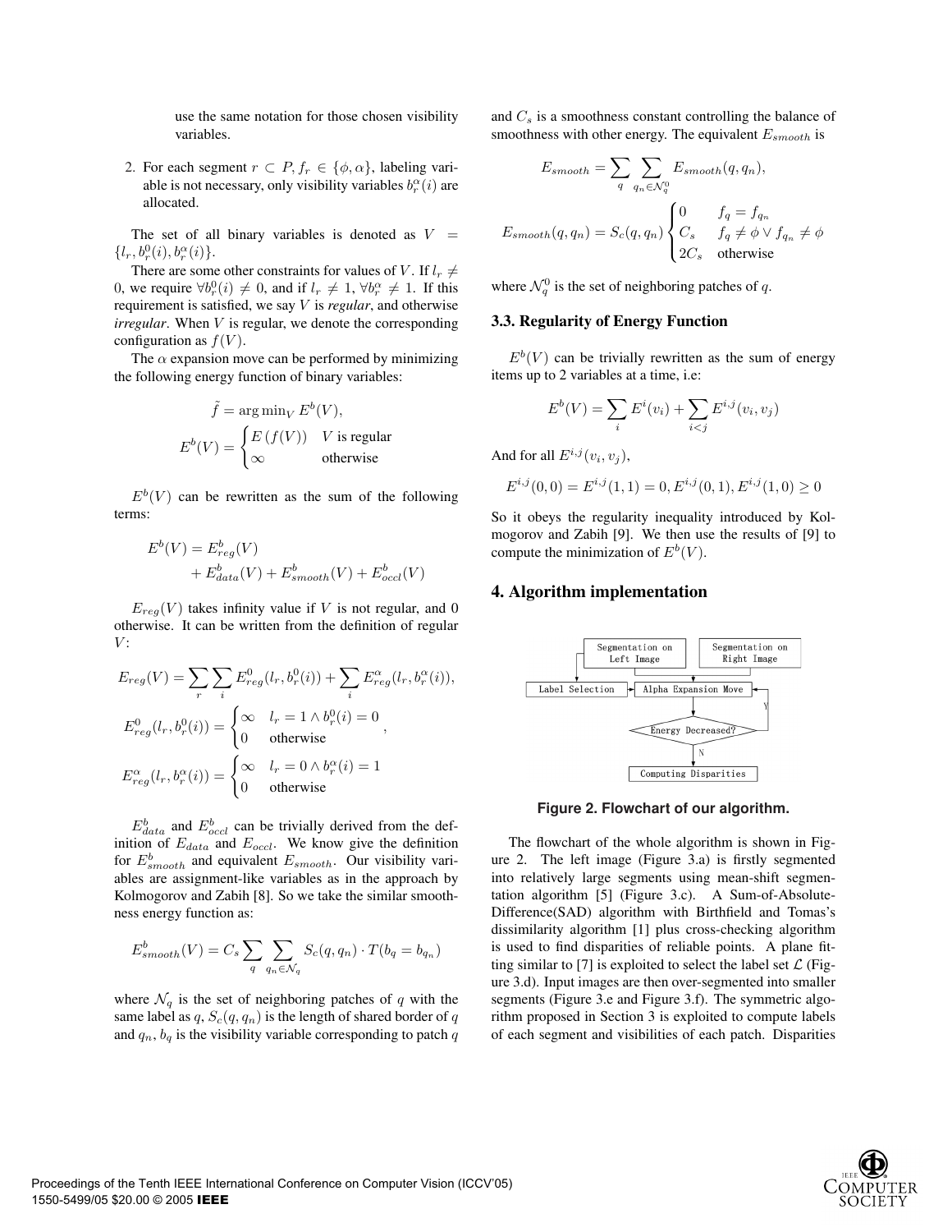use the same notation for those chosen visibility variables.

2. For each segment $r \subset P, f_r \in \{\phi, \alpha\}$, labeling variable is not necessary, only visibility variables $b_r^\alpha(i)$ are allocated.

The set of all binary variables is denoted as $V = \{l_r, b_r^0(i), b_r^\alpha(i)\}$.

There are some other constraints for values of $V$. If $l_r \neq 0$, we require $\forall b_r^0(i) \neq 0$, and if $l_r \neq 1$, $\forall b_r^\alpha \neq 1$. If this requirement is satisfied, we say $V$ is *regular*, and otherwise *irregular*. When $V$ is regular, we denote the corresponding configuration as $f(V)$.

The $\alpha$ expansion move can be performed by minimizing the following energy function of binary variables:

$$\tilde{f} = \arg\min_V E^b(V),$$

$$E^b(V) = \begin{cases} E\left(f(V)\right) & V \text{ is regular} \\ \infty & \text{otherwise} \end{cases}$$

$E^b(V)$ can be rewritten as the sum of the following terms:

$$E^b(V) = E^b_{reg}(V) + E^b_{data}(V) + E^b_{smooth}(V) + E^b_{occl}(V)$$

$E_{reg}(V)$ takes infinity value if $V$ is not regular, and 0 otherwise. It can be written from the definition of regular $V$:

$$E_{reg}(V) = \sum_r \sum_i E^0_{reg}(l_r, b_r^0(i)) + \sum_i E^\alpha_{reg}(l_r, b_r^\alpha(i)),$$

$$E^0_{reg}(l_r, b_r^0(i)) = \begin{cases} \infty & l_r = 1 \wedge b_r^0(i) = 0 \\ 0 & \text{otherwise} \end{cases},$$

$$E^\alpha_{reg}(l_r, b_r^\alpha(i)) = \begin{cases} \infty & l_r = 0 \wedge b_r^\alpha(i) = 1 \\ 0 & \text{otherwise} \end{cases}$$

$E^b_{data}$ and $E^b_{occl}$ can be trivially derived from the definition of $E_{data}$ and $E_{occl}$. We know give the definition for $E^b_{smooth}$ and equivalent $E_{smooth}$. Our visibility variables are assignment-like variables as in the approach by Kolmogorov and Zabih [8]. So we take the similar smoothness energy function as:

$$E^b_{smooth}(V) = C_s \sum_q \sum_{q_n \in \mathcal{N}_q} S_c(q, q_n) \cdot T(b_q = b_{q_n})$$

where $\mathcal{N}_q$ is the set of neighboring patches of $q$ with the same label as $q$, $S_c(q, q_n)$ is the length of shared border of $q$ and $q_n$, $b_q$ is the visibility variable corresponding to patch $q$ and $C_s$ is a smoothness constant controlling the balance of smoothness with other energy. The equivalent $E_{smooth}$ is

$$E_{smooth} = \sum_q \sum_{q_n \in \mathcal{N}_q^0} E_{smooth}(q, q_n),$$

$$E_{smooth}(q, q_n) = S_c(q, q_n) \begin{cases} 0 & f_q = f_{q_n} \\ C_s & f_q \neq \phi \vee f_{q_n} \neq \phi \\ 2C_s & \text{otherwise} \end{cases}$$

where $\mathcal{N}_q^0$ is the set of neighboring patches of $q$.

### 3.3. Regularity of Energy Function

$E^b(V)$ can be trivially rewritten as the sum of energy items up to 2 variables at a time, i.e:

$$E^b(V) = \sum_i E^i(v_i) + \sum_{i<j} E^{i,j}(v_i, v_j)$$

And for all $E^{i,j}(v_i, v_j)$,

$$E^{i,j}(0,0) = E^{i,j}(1,1) = 0, E^{i,j}(0,1), E^{i,j}(1,0) \geq 0$$

So it obeys the regularity inequality introduced by Kolmogorov and Zabih [9]. We then use the results of [9] to compute the minimization of $E^b(V)$.

## 4. Algorithm implementation

```
Segmentation on        Segmentation on
  Left Image             Right Image
        |                      |
Label Selection ---> Alpha Expansion Move <---+
                            |                 | Y
                     Energy Decreased? -------+
                            | N
                  Computing Disparities
```

**Figure 2. Flowchart of our algorithm.**

The flowchart of the whole algorithm is shown in Figure 2. The left image (Figure 3.a) is firstly segmented into relatively large segments using mean-shift segmentation algorithm [5] (Figure 3.c). A Sum-of-Absolute-Difference(SAD) algorithm with Birthfield and Tomas's dissimilarity algorithm [1] plus cross-checking algorithm is used to find disparities of reliable points. A plane fitting similar to [7] is exploited to select the label set $\mathcal{L}$ (Figure 3.d). Input images are then over-segmented into smaller segments (Figure 3.e and Figure 3.f). The symmetric algorithm proposed in Section 3 is exploited to compute labels of each segment and visibilities of each patch. Disparities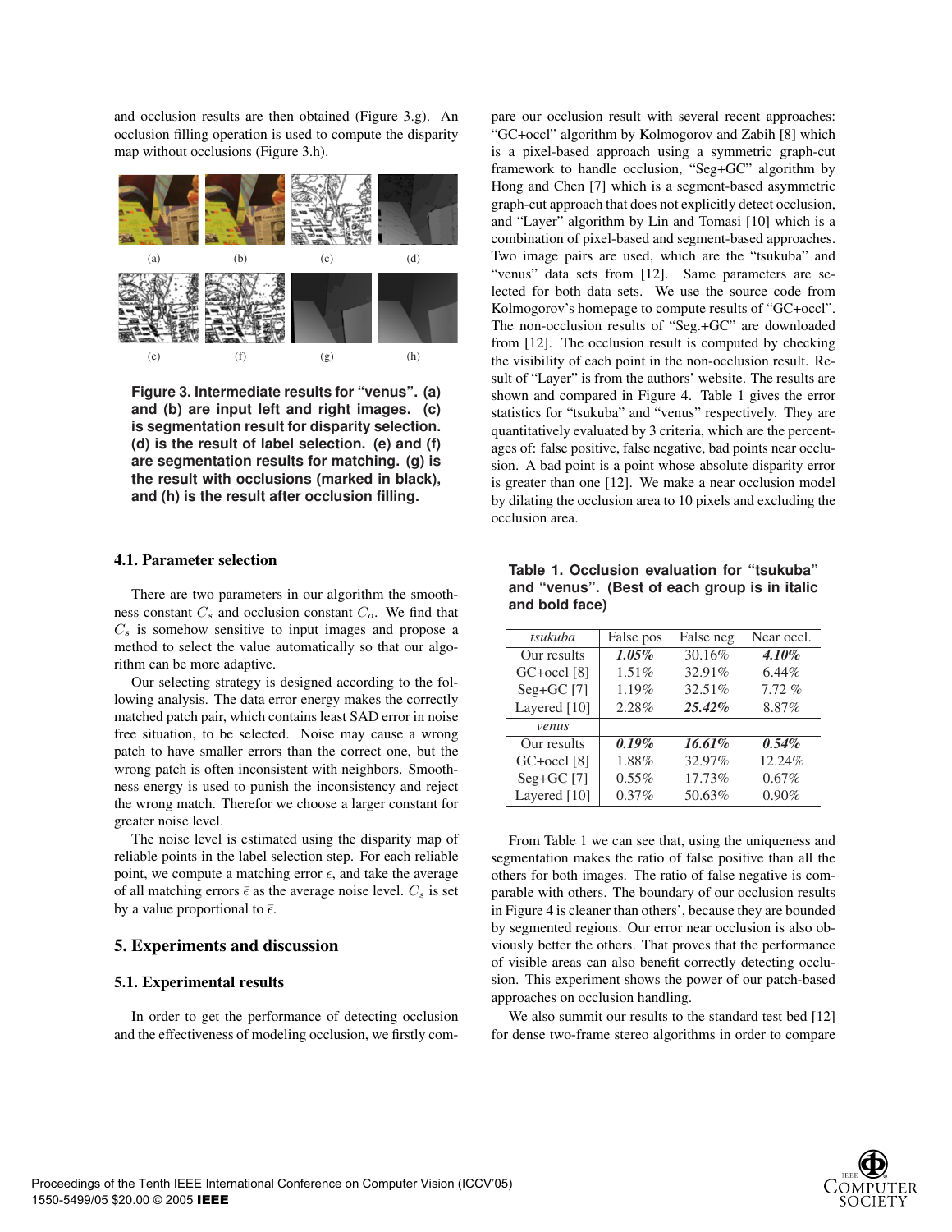and occlusion results are then obtained (Figure 3.g). An occlusion filling operation is used to compute the disparity map without occlusions (Figure 3.h).

**Figure 3. Intermediate results for "venus". (a) and (b) are input left and right images. (c) is segmentation result for disparity selection. (d) is the result of label selection. (e) and (f) are segmentation results for matching. (g) is the result with occlusions (marked in black), and (h) is the result after occlusion filling.**

### 4.1. Parameter selection

There are two parameters in our algorithm the smoothness constant $C_s$ and occlusion constant $C_o$. We find that $C_s$ is somehow sensitive to input images and propose a method to select the value automatically so that our algorithm can be more adaptive.

Our selecting strategy is designed according to the following analysis. The data error energy makes the correctly matched patch pair, which contains least SAD error in noise free situation, to be selected. Noise may cause a wrong patch to have smaller errors than the correct one, but the wrong patch is often inconsistent with neighbors. Smoothness energy is used to punish the inconsistency and reject the wrong match. Therefor we choose a larger constant for greater noise level.

The noise level is estimated using the disparity map of reliable points in the label selection step. For each reliable point, we compute a matching error $\epsilon$, and take the average of all matching errors $\bar{\epsilon}$ as the average noise level. $C_s$ is set by a value proportional to $\bar{\epsilon}$.

## 5. Experiments and discussion

### 5.1. Experimental results

In order to get the performance of detecting occlusion and the effectiveness of modeling occlusion, we firstly compare our occlusion result with several recent approaches: "GC+occl" algorithm by Kolmogorov and Zabih [8] which is a pixel-based approach using a symmetric graph-cut framework to handle occlusion, "Seg+GC" algorithm by Hong and Chen [7] which is a segment-based asymmetric graph-cut approach that does not explicitly detect occlusion, and "Layer" algorithm by Lin and Tomasi [10] which is a combination of pixel-based and segment-based approaches. Two image pairs are used, which are the "tsukuba" and "venus" data sets from [12]. Same parameters are selected for both data sets. We use the source code from Kolmogorov's homepage to compute results of "GC+occl". The non-occlusion results of "Seg.+GC" are downloaded from [12]. The occlusion result is computed by checking the visibility of each point in the non-occlusion result. Result of "Layer" is from the authors' website. The results are shown and compared in Figure 4. Table 1 gives the error statistics for "tsukuba" and "venus" respectively. They are quantitatively evaluated by 3 criteria, which are the percentages of: false positive, false negative, bad points near occlusion. A bad point is a point whose absolute disparity error is greater than one [12]. We make a near occlusion model by dilating the occlusion area to 10 pixels and excluding the occlusion area.

**Table 1. Occlusion evaluation for "tsukuba" and "venus". (Best of each group is in italic and bold face)**

| *tsukuba* | False pos | False neg | Near occl. |
|---|---|---|---|
| Our results | ***1.05%*** | 30.16% | ***4.10%*** |
| GC+occl [8] | 1.51% | 32.91% | 6.44% |
| Seg+GC [7] | 1.19% | 32.51% | 7.72 % |
| Layered [10] | 2.28% | ***25.42%*** | 8.87% |
| *venus* | | | |
| Our results | ***0.19%*** | ***16.61%*** | ***0.54%*** |
| GC+occl [8] | 1.88% | 32.97% | 12.24% |
| Seg+GC [7] | 0.55% | 17.73% | 0.67% |
| Layered [10] | 0.37% | 50.63% | 0.90% |

From Table 1 we can see that, using the uniqueness and segmentation makes the ratio of false positive than all the others for both images. The ratio of false negative is comparable with others. The boundary of our occlusion results in Figure 4 is cleaner than others', because they are bounded by segmented regions. Our error near occlusion is also obviously better the others. That proves that the performance of visible areas can also benefit correctly detecting occlusion. This experiment shows the power of our patch-based approaches on occlusion handling.

We also summit our results to the standard test bed [12] for dense two-frame stereo algorithms in order to compare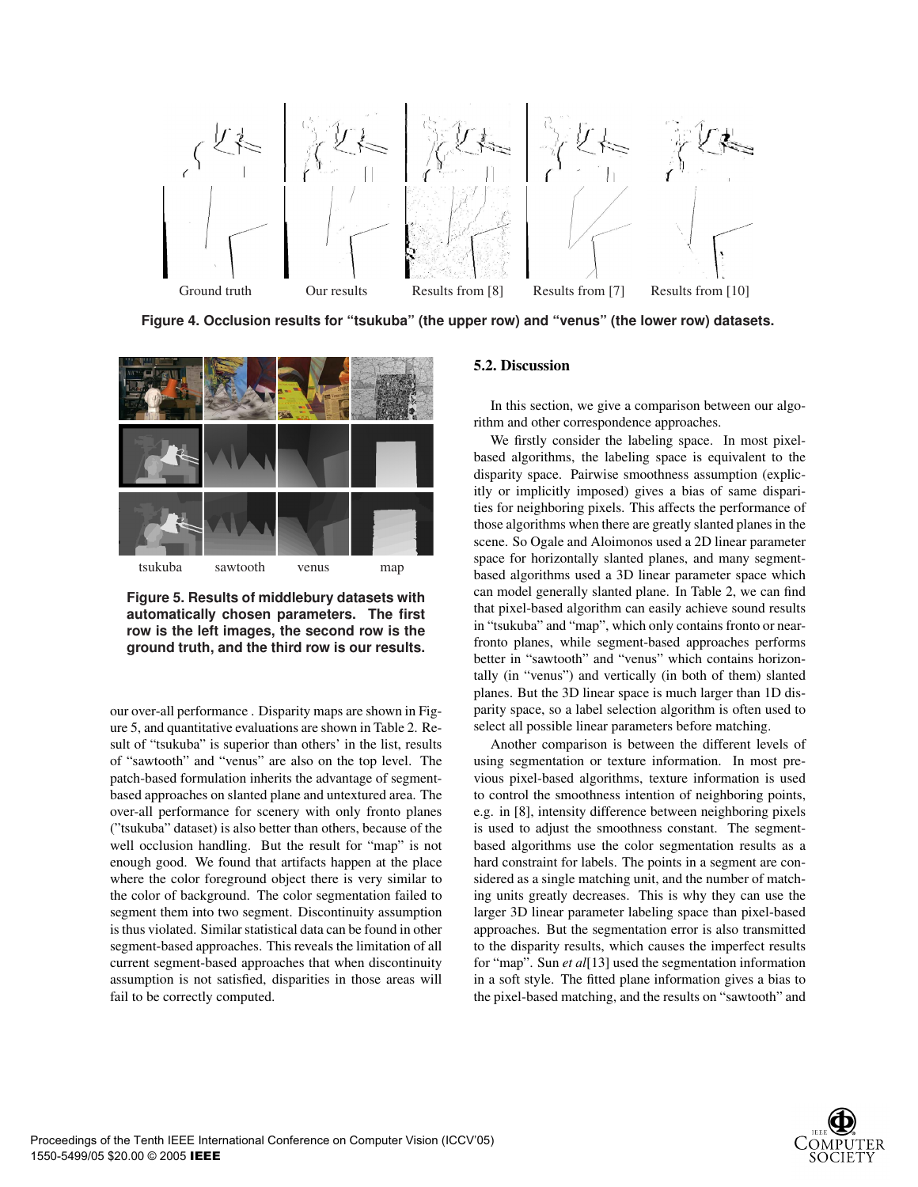Ground truth  Our results  Results from [8]  Results from [7]  Results from [10]

**Figure 4. Occlusion results for "tsukuba" (the upper row) and "venus" (the lower row) datasets.**

tsukuba  sawtooth  venus  map

**Figure 5. Results of middlebury datasets with automatically chosen parameters. The first row is the left images, the second row is the ground truth, and the third row is our results.**

our over-all performance . Disparity maps are shown in Figure 5, and quantitative evaluations are shown in Table 2. Result of "tsukuba" is superior than others' in the list, results of "sawtooth" and "venus" are also on the top level. The patch-based formulation inherits the advantage of segment-based approaches on slanted plane and untextured area. The over-all performance for scenery with only fronto planes ("tsukuba" dataset) is also better than others, because of the well occlusion handling. But the result for "map" is not enough good. We found that artifacts happen at the place where the color foreground object there is very similar to the color of background. The color segmentation failed to segment them into two segment. Discontinuity assumption is thus violated. Similar statistical data can be found in other segment-based approaches. This reveals the limitation of all current segment-based approaches that when discontinuity assumption is not satisfied, disparities in those areas will fail to be correctly computed.

### 5.2. Discussion

In this section, we give a comparison between our algorithm and other correspondence approaches.

We firstly consider the labeling space. In most pixel-based algorithms, the labeling space is equivalent to the disparity space. Pairwise smoothness assumption (explicitly or implicitly imposed) gives a bias of same disparities for neighboring pixels. This affects the performance of those algorithms when there are greatly slanted planes in the scene. So Ogale and Aloimonos used a 2D linear parameter space for horizontally slanted planes, and many segment-based algorithms used a 3D linear parameter space which can model generally slanted plane. In Table 2, we can find that pixel-based algorithm can easily achieve sound results in "tsukuba" and "map", which only contains fronto or near-fronto planes, while segment-based approaches performs better in "sawtooth" and "venus" which contains horizontally (in "venus") and vertically (in both of them) slanted planes. But the 3D linear space is much larger than 1D disparity space, so a label selection algorithm is often used to select all possible linear parameters before matching.

Another comparison is between the different levels of using segmentation or texture information. In most previous pixel-based algorithms, texture information is used to control the smoothness intention of neighboring points, e.g. in [8], intensity difference between neighboring pixels is used to adjust the smoothness constant. The segment-based algorithms use the color segmentation results as a hard constraint for labels. The points in a segment are considered as a single matching unit, and the number of matching units greatly decreases. This is why they can use the larger 3D linear parameter labeling space than pixel-based approaches. But the segmentation error is also transmitted to the disparity results, which causes the imperfect results for "map". Sun *et al*[13] used the segmentation information in a soft style. The fitted plane information gives a bias to the pixel-based matching, and the results on "sawtooth" and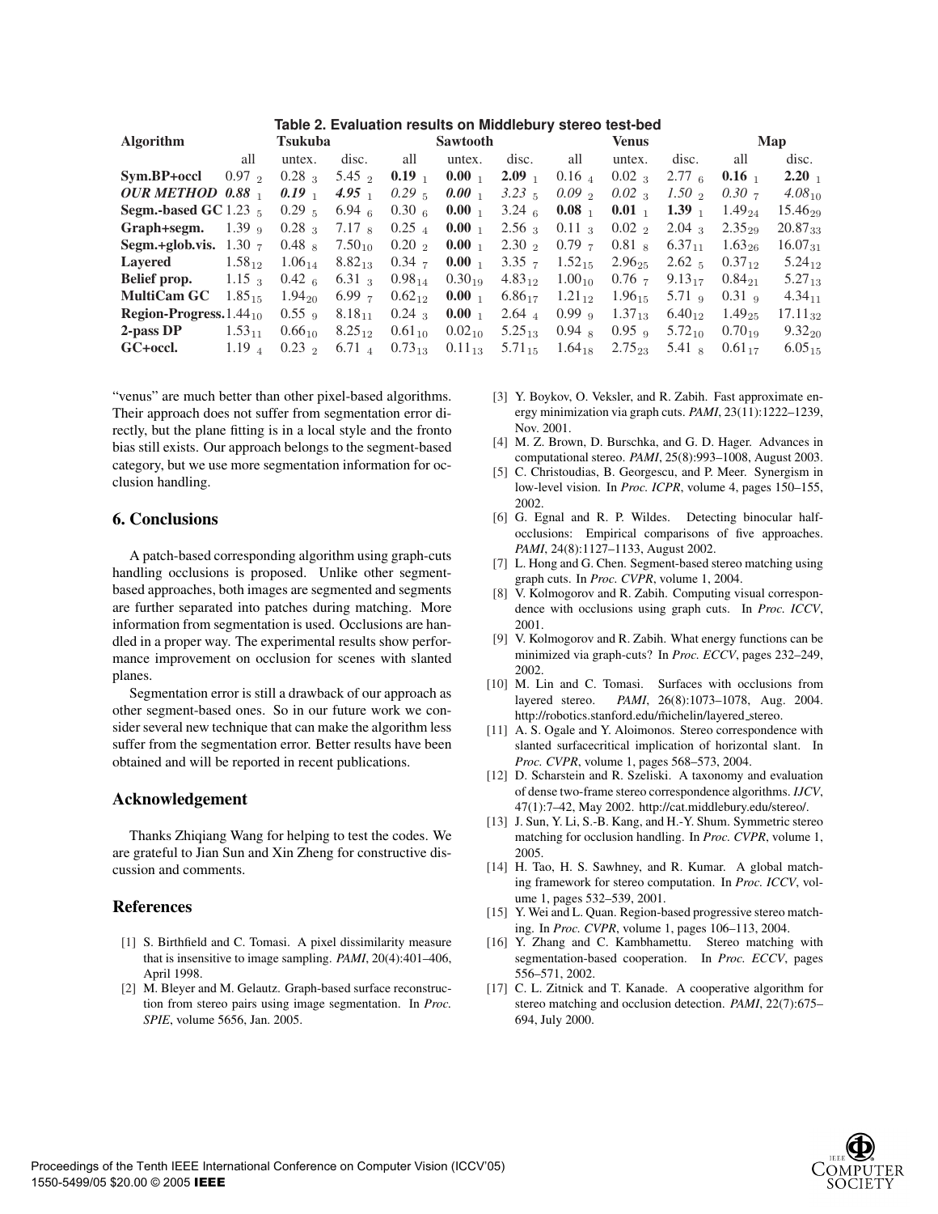**Table 2. Evaluation results on Middlebury stereo test-bed**

| Algorithm | Tsukuba | | | Sawtooth | | | Venus | | | Map | |
|---|---|---|---|---|---|---|---|---|---|---|---|
| | all | untex. | disc. | all | untex. | disc. | all | untex. | disc. | all | disc. |
| **Sym.BP+occl** | $0.97_{2}$ | $0.28_{3}$ | $5.45_{2}$ | $\mathbf{0.19}_{1}$ | $\mathbf{0.00}_{1}$ | $\mathbf{2.09}_{1}$ | $0.16_{4}$ | $0.02_{3}$ | $2.77_{6}$ | $\mathbf{0.16}_{1}$ | $\mathbf{2.20}_{1}$ |
| ***OUR METHOD*** | $\mathbf{\mathit{0.88}}_{1}$ | $\mathbf{\mathit{0.19}}_{1}$ | $\mathbf{\mathit{4.95}}_{1}$ | $\mathit{0.29}_{5}$ | $\mathbf{\mathit{0.00}}_{1}$ | $\mathit{3.23}_{5}$ | $\mathit{0.09}_{2}$ | $\mathit{0.02}_{3}$ | $\mathit{1.50}_{2}$ | $\mathit{0.30}_{7}$ | $\mathit{4.08}_{10}$ |
| **Segm.-based GC** | $1.23_{5}$ | $0.29_{5}$ | $6.94_{6}$ | $0.30_{6}$ | $\mathbf{0.00}_{1}$ | $3.24_{6}$ | $\mathbf{0.08}_{1}$ | $\mathbf{0.01}_{1}$ | $\mathbf{1.39}_{1}$ | $1.49_{24}$ | $15.46_{29}$ |
| **Graph+segm.** | $1.39_{9}$ | $0.28_{3}$ | $7.17_{8}$ | $0.25_{4}$ | $\mathbf{0.00}_{1}$ | $2.56_{3}$ | $0.11_{3}$ | $0.02_{2}$ | $2.04_{3}$ | $2.35_{29}$ | $20.87_{33}$ |
| **Segm.+glob.vis.** | $1.30_{7}$ | $0.48_{8}$ | $7.50_{10}$ | $0.20_{2}$ | $\mathbf{0.00}_{1}$ | $2.30_{2}$ | $0.79_{7}$ | $0.81_{8}$ | $6.37_{11}$ | $1.63_{26}$ | $16.07_{31}$ |
| **Layered** | $1.58_{12}$ | $1.06_{14}$ | $8.82_{13}$ | $0.34_{7}$ | $\mathbf{0.00}_{1}$ | $3.35_{7}$ | $1.52_{15}$ | $2.96_{25}$ | $2.62_{5}$ | $0.37_{12}$ | $5.24_{12}$ |
| **Belief prop.** | $1.15_{3}$ | $0.42_{6}$ | $6.31_{3}$ | $0.98_{14}$ | $0.30_{19}$ | $4.83_{12}$ | $1.00_{10}$ | $0.76_{7}$ | $9.13_{17}$ | $0.84_{21}$ | $5.27_{13}$ |
| **MultiCam GC** | $1.85_{15}$ | $1.94_{20}$ | $6.99_{7}$ | $0.62_{12}$ | $\mathbf{0.00}_{1}$ | $6.86_{17}$ | $1.21_{12}$ | $1.96_{15}$ | $5.71_{9}$ | $0.31_{9}$ | $4.34_{11}$ |
| **Region-Progress.** | $1.44_{10}$ | $0.55_{9}$ | $8.18_{11}$ | $0.24_{3}$ | $\mathbf{0.00}_{1}$ | $2.64_{4}$ | $0.99_{9}$ | $1.37_{13}$ | $6.40_{12}$ | $1.49_{25}$ | $17.11_{32}$ |
| **2-pass DP** | $1.53_{11}$ | $0.66_{10}$ | $8.25_{12}$ | $0.61_{10}$ | $0.02_{10}$ | $5.25_{13}$ | $0.94_{8}$ | $0.95_{9}$ | $5.72_{10}$ | $0.70_{19}$ | $9.32_{20}$ |
| **GC+occl.** | $1.19_{4}$ | $0.23_{2}$ | $6.71_{4}$ | $0.73_{13}$ | $0.11_{13}$ | $5.71_{15}$ | $1.64_{18}$ | $2.75_{23}$ | $5.41_{8}$ | $0.61_{17}$ | $6.05_{15}$ |

"venus" are much better than other pixel-based algorithms. Their approach does not suffer from segmentation error directly, but the plane fitting is in a local style and the fronto bias still exists. Our approach belongs to the segment-based category, but we use more segmentation information for occlusion handling.

## 6. Conclusions

A patch-based corresponding algorithm using graph-cuts handling occlusions is proposed. Unlike other segment-based approaches, both images are segmented and segments are further separated into patches during matching. More information from segmentation is used. Occlusions are handled in a proper way. The experimental results show performance improvement on occlusion for scenes with slanted planes.

Segmentation error is still a drawback of our approach as other segment-based ones. So in our future work we consider several new technique that can make the algorithm less suffer from the segmentation error. Better results have been obtained and will be reported in recent publications.

## Acknowledgement

Thanks Zhiqiang Wang for helping to test the codes. We are grateful to Jian Sun and Xin Zheng for constructive discussion and comments.

## References

[1] S. Birthfield and C. Tomasi. A pixel dissimilarity measure that is insensitive to image sampling. *PAMI*, 20(4):401–406, April 1998.

[2] M. Bleyer and M. Gelautz. Graph-based surface reconstruction from stereo pairs using image segmentation. In *Proc. SPIE*, volume 5656, Jan. 2005.

[3] Y. Boykov, O. Veksler, and R. Zabih. Fast approximate energy minimization via graph cuts. *PAMI*, 23(11):1222–1239, Nov. 2001.

[4] M. Z. Brown, D. Burschka, and G. D. Hager. Advances in computational stereo. *PAMI*, 25(8):993–1008, August 2003.

[5] C. Christoudias, B. Georgescu, and P. Meer. Synergism in low-level vision. In *Proc. ICPR*, volume 4, pages 150–155, 2002.

[6] G. Egnal and R. P. Wildes. Detecting binocular half-occlusions: Empirical comparisons of five approaches. *PAMI*, 24(8):1127–1133, August 2002.

[7] L. Hong and G. Chen. Segment-based stereo matching using graph cuts. In *Proc. CVPR*, volume 1, 2004.

[8] V. Kolmogorov and R. Zabih. Computing visual correspondence with occlusions using graph cuts. In *Proc. ICCV*, 2001.

[9] V. Kolmogorov and R. Zabih. What energy functions can be minimized via graph-cuts? In *Proc. ECCV*, pages 232–249, 2002.

[10] M. Lin and C. Tomasi. Surfaces with occlusions from layered stereo. *PAMI*, 26(8):1073–1078, Aug. 2004. http://robotics.stanford.edu/m̃ichelin/layered_stereo.

[11] A. S. Ogale and Y. Aloimonos. Stereo correspondence with slanted surfacecritical implication of horizontal slant. In *Proc. CVPR*, volume 1, pages 568–573, 2004.

[12] D. Scharstein and R. Szeliski. A taxonomy and evaluation of dense two-frame stereo correspondence algorithms. *IJCV*, 47(1):7–42, May 2002. http://cat.middlebury.edu/stereo/.

[13] J. Sun, Y. Li, S.-B. Kang, and H.-Y. Shum. Symmetric stereo matching for occlusion handling. In *Proc. CVPR*, volume 1, 2005.

[14] H. Tao, H. S. Sawhney, and R. Kumar. A global matching framework for stereo computation. In *Proc. ICCV*, volume 1, pages 532–539, 2001.

[15] Y. Wei and L. Quan. Region-based progressive stereo matching. In *Proc. CVPR*, volume 1, pages 106–113, 2004.

[16] Y. Zhang and C. Kambhamettu. Stereo matching with segmentation-based cooperation. In *Proc. ECCV*, pages 556–571, 2002.

[17] C. L. Zitnick and T. Kanade. A cooperative algorithm for stereo matching and occlusion detection. *PAMI*, 22(7):675–694, July 2000.